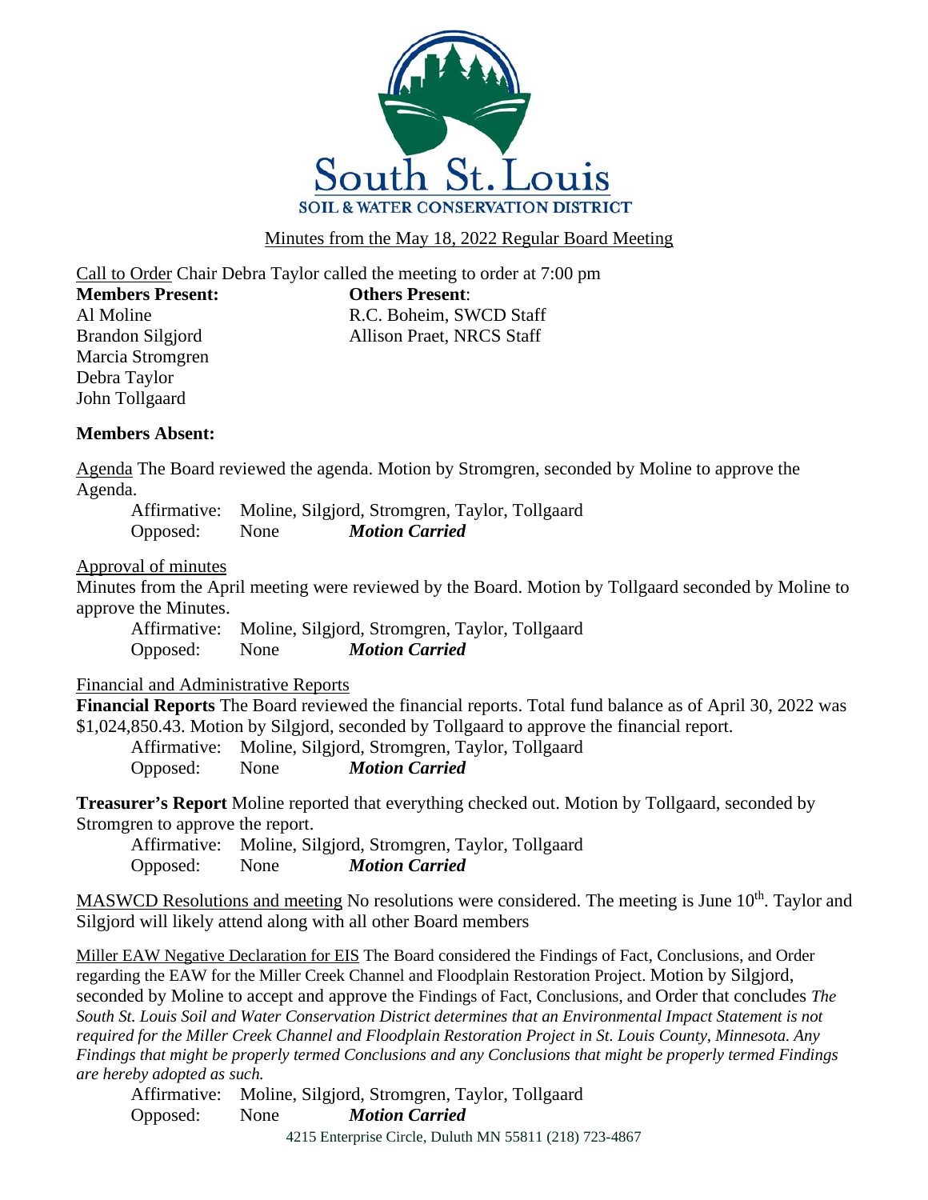# South St. Louis

## SOIL & WATER CONSERVATION DISTRICT

Minutes from the May 18, 2022 Regular Board Meeting

Call to Order Chair Debra Taylor called the meeting to order at 7:00 pm

**Members Present:**
Al Moline
Brandon Silgjord
Marcia Stromgren
Debra Taylor
John Tollgaard

**Others Present**:
R.C. Boheim, SWCD Staff
Allison Praet, NRCS Staff

**Members Absent:**

Agenda The Board reviewed the agenda. Motion by Stromgren, seconded by Moline to approve the Agenda.

Affirmative: Moline, Silgjord, Stromgren, Taylor, Tollgaard
Opposed: None ***Motion Carried***

Approval of minutes
Minutes from the April meeting were reviewed by the Board. Motion by Tollgaard seconded by Moline to approve the Minutes.

Affirmative: Moline, Silgjord, Stromgren, Taylor, Tollgaard
Opposed: None ***Motion Carried***

Financial and Administrative Reports
**Financial Reports** The Board reviewed the financial reports. Total fund balance as of April 30, 2022 was $1,024,850.43. Motion by Silgjord, seconded by Tollgaard to approve the financial report.

Affirmative: Moline, Silgjord, Stromgren, Taylor, Tollgaard
Opposed: None ***Motion Carried***

**Treasurer's Report** Moline reported that everything checked out. Motion by Tollgaard, seconded by Stromgren to approve the report.

Affirmative: Moline, Silgjord, Stromgren, Taylor, Tollgaard
Opposed: None ***Motion Carried***

MASWCD Resolutions and meeting No resolutions were considered. The meeting is June 10th. Taylor and Silgjord will likely attend along with all other Board members

Miller EAW Negative Declaration for EIS The Board considered the Findings of Fact, Conclusions, and Order regarding the EAW for the Miller Creek Channel and Floodplain Restoration Project. Motion by Silgjord, seconded by Moline to accept and approve the Findings of Fact, Conclusions, and Order that concludes *The South St. Louis Soil and Water Conservation District determines that an Environmental Impact Statement is not required for the Miller Creek Channel and Floodplain Restoration Project in St. Louis County, Minnesota. Any Findings that might be properly termed Conclusions and any Conclusions that might be properly termed Findings are hereby adopted as such.*

Affirmative: Moline, Silgjord, Stromgren, Taylor, Tollgaard
Opposed: None ***Motion Carried***

4215 Enterprise Circle, Duluth MN 55811 (218) 723-4867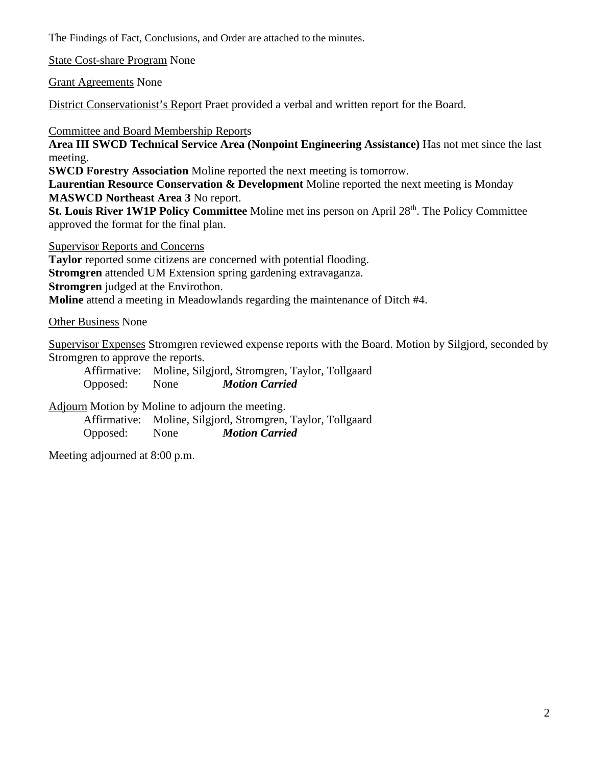The Findings of Fact, Conclusions, and Order are attached to the minutes.

State Cost-share Program None

Grant Agreements None

District Conservationist's Report Praet provided a verbal and written report for the Board.

Committee and Board Membership Reports

**Area III SWCD Technical Service Area (Nonpoint Engineering Assistance)** Has not met since the last meeting.

**SWCD Forestry Association** Moline reported the next meeting is tomorrow.

**Laurentian Resource Conservation & Development** Moline reported the next meeting is Monday

**MASWCD Northeast Area 3** No report.

**St. Louis River 1W1P Policy Committee** Moline met ins person on April 28th. The Policy Committee approved the format for the final plan.

Supervisor Reports and Concerns

**Taylor** reported some citizens are concerned with potential flooding.

**Stromgren** attended UM Extension spring gardening extravaganza.

**Stromgren** judged at the Envirothon.

**Moline** attend a meeting in Meadowlands regarding the maintenance of Ditch #4.

Other Business None

Supervisor Expenses Stromgren reviewed expense reports with the Board. Motion by Silgjord, seconded by Stromgren to approve the reports.

Affirmative: Moline, Silgjord, Stromgren, Taylor, Tollgaard
Opposed: None ***Motion Carried***

Adjourn Motion by Moline to adjourn the meeting.

Affirmative: Moline, Silgjord, Stromgren, Taylor, Tollgaard
Opposed: None ***Motion Carried***

Meeting adjourned at 8:00 p.m.